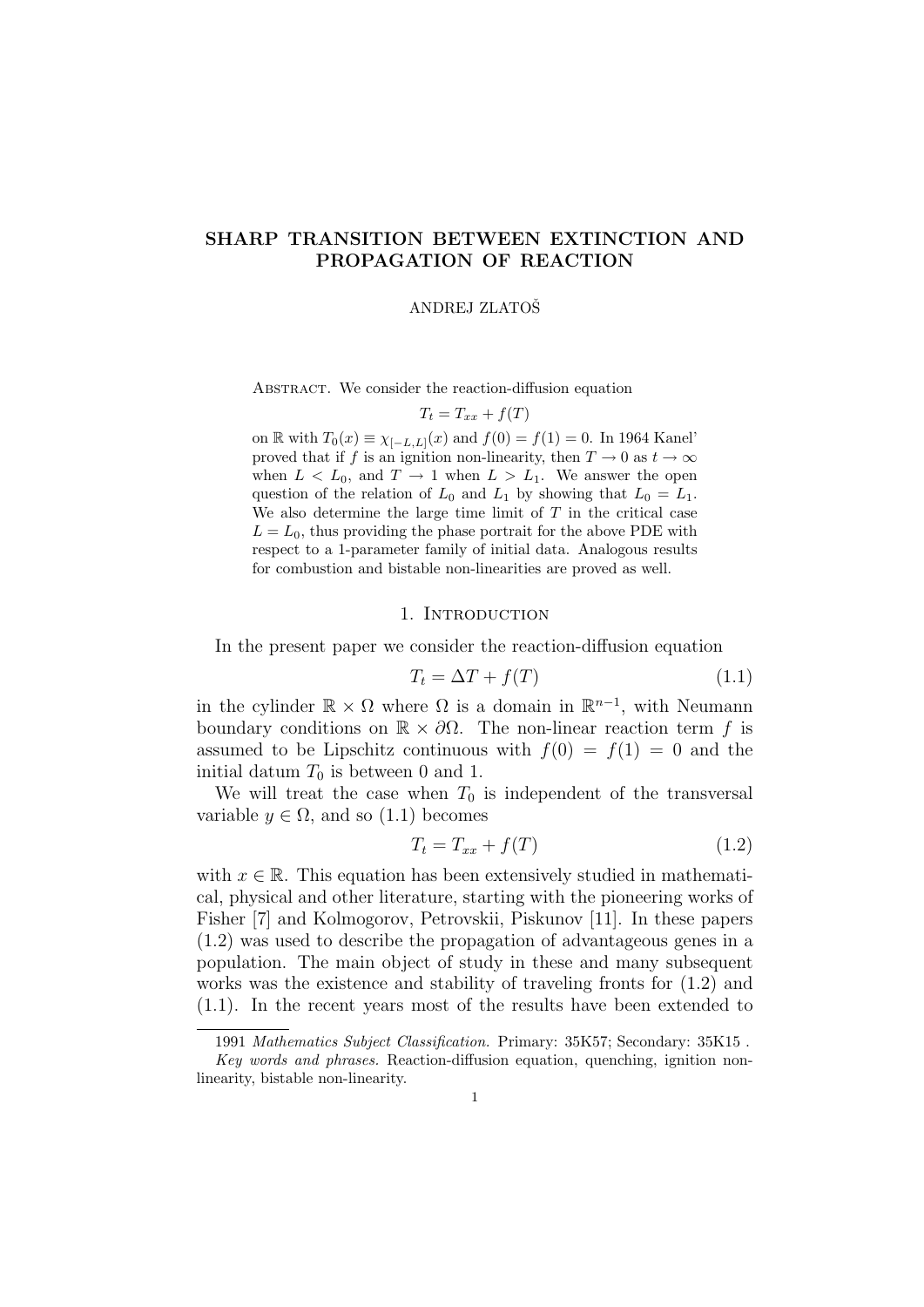# SHARP TRANSITION BETWEEN EXTINCTION AND PROPAGATION OF REACTION

ANDREJ ZLATOŠ

Abstract. We consider the reaction-diffusion equation

$$T_t = T_{xx} + f(T)$$

on $\mathbb{R}$ with $T_0(x) \equiv \chi_{[-L,L]}(x)$ and $f(0) = f(1) = 0$. In 1964 Kanel' proved that if $f$ is an ignition non-linearity, then $T \to 0$ as $t \to \infty$ when $L < L_0$, and $T \to 1$ when $L > L_1$. We answer the open question of the relation of $L_0$ and $L_1$ by showing that $L_0 = L_1$. We also determine the large time limit of $T$ in the critical case $L = L_0$, thus providing the phase portrait for the above PDE with respect to a 1-parameter family of initial data. Analogous results for combustion and bistable non-linearities are proved as well.

## 1. Introduction

In the present paper we consider the reaction-diffusion equation

$$T_t = \Delta T + f(T) \tag{1.1}$$

in the cylinder $\mathbb{R} \times \Omega$ where $\Omega$ is a domain in $\mathbb{R}^{n-1}$, with Neumann boundary conditions on $\mathbb{R} \times \partial\Omega$. The non-linear reaction term $f$ is assumed to be Lipschitz continuous with $f(0) = f(1) = 0$ and the initial datum $T_0$ is between 0 and 1.

We will treat the case when $T_0$ is independent of the transversal variable $y \in \Omega$, and so (1.1) becomes

$$T_t = T_{xx} + f(T) \tag{1.2}$$

with $x \in \mathbb{R}$. This equation has been extensively studied in mathematical, physical and other literature, starting with the pioneering works of Fisher [7] and Kolmogorov, Petrovskii, Piskunov [11]. In these papers (1.2) was used to describe the propagation of advantageous genes in a population. The main object of study in these and many subsequent works was the existence and stability of traveling fronts for (1.2) and (1.1). In the recent years most of the results have been extended to

---

1991 *Mathematics Subject Classification.* Primary: 35K57; Secondary: 35K15 .

*Key words and phrases.* Reaction-diffusion equation, quenching, ignition non-linearity, bistable non-linearity.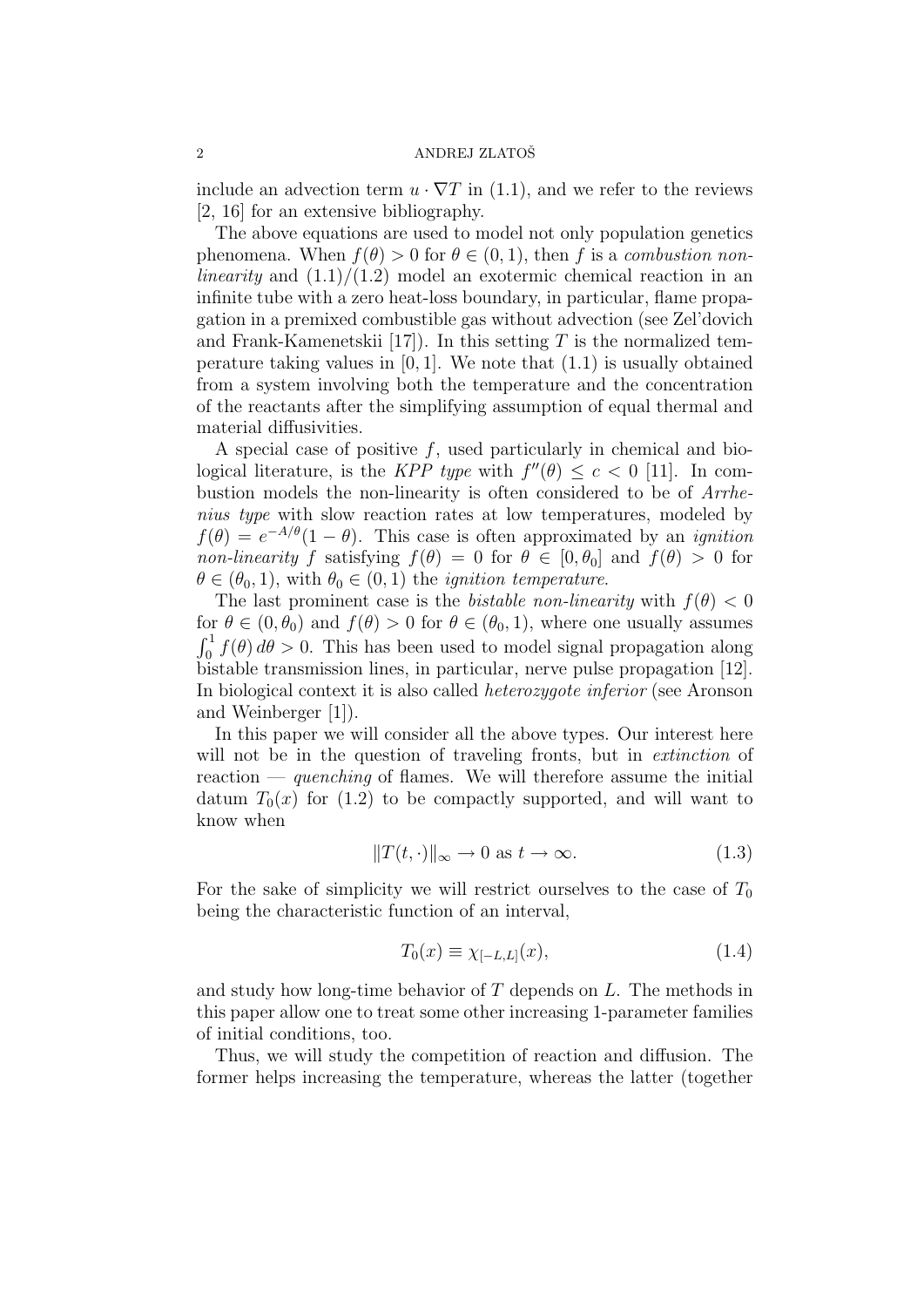include an advection term $u \cdot \nabla T$ in (1.1), and we refer to the reviews [2, 16] for an extensive bibliography.

The above equations are used to model not only population genetics phenomena. When $f(\theta) > 0$ for $\theta \in (0, 1)$, then $f$ is a *combustion non-linearity* and (1.1)/(1.2) model an exotermic chemical reaction in an infinite tube with a zero heat-loss boundary, in particular, flame propagation in a premixed combustible gas without advection (see Zel'dovich and Frank-Kamenetskii [17]). In this setting $T$ is the normalized temperature taking values in $[0, 1]$. We note that (1.1) is usually obtained from a system involving both the temperature and the concentration of the reactants after the simplifying assumption of equal thermal and material diffusivities.

A special case of positive $f$, used particularly in chemical and biological literature, is the *KPP type* with $f''(\theta) \leq c < 0$ [11]. In combustion models the non-linearity is often considered to be of *Arrhenius type* with slow reaction rates at low temperatures, modeled by $f(\theta) = e^{-A/\theta}(1 - \theta)$. This case is often approximated by an *ignition non-linearity* $f$ satisfying $f(\theta) = 0$ for $\theta \in [0, \theta_0]$ and $f(\theta) > 0$ for $\theta \in (\theta_0, 1)$, with $\theta_0 \in (0, 1)$ the *ignition temperature*.

The last prominent case is the *bistable non-linearity* with $f(\theta) < 0$ for $\theta \in (0, \theta_0)$ and $f(\theta) > 0$ for $\theta \in (\theta_0, 1)$, where one usually assumes $\int_0^1 f(\theta)\, d\theta > 0$. This has been used to model signal propagation along bistable transmission lines, in particular, nerve pulse propagation [12]. In biological context it is also called *heterozygote inferior* (see Aronson and Weinberger [1]).

In this paper we will consider all the above types. Our interest here will not be in the question of traveling fronts, but in *extinction* of reaction — *quenching* of flames. We will therefore assume the initial datum $T_0(x)$ for (1.2) to be compactly supported, and will want to know when

$$\|T(t, \cdot)\|_\infty \to 0 \text{ as } t \to \infty. \tag{1.3}$$

For the sake of simplicity we will restrict ourselves to the case of $T_0$ being the characteristic function of an interval,

$$T_0(x) \equiv \chi_{[-L,L]}(x), \tag{1.4}$$

and study how long-time behavior of $T$ depends on $L$. The methods in this paper allow one to treat some other increasing 1-parameter families of initial conditions, too.

Thus, we will study the competition of reaction and diffusion. The former helps increasing the temperature, whereas the latter (together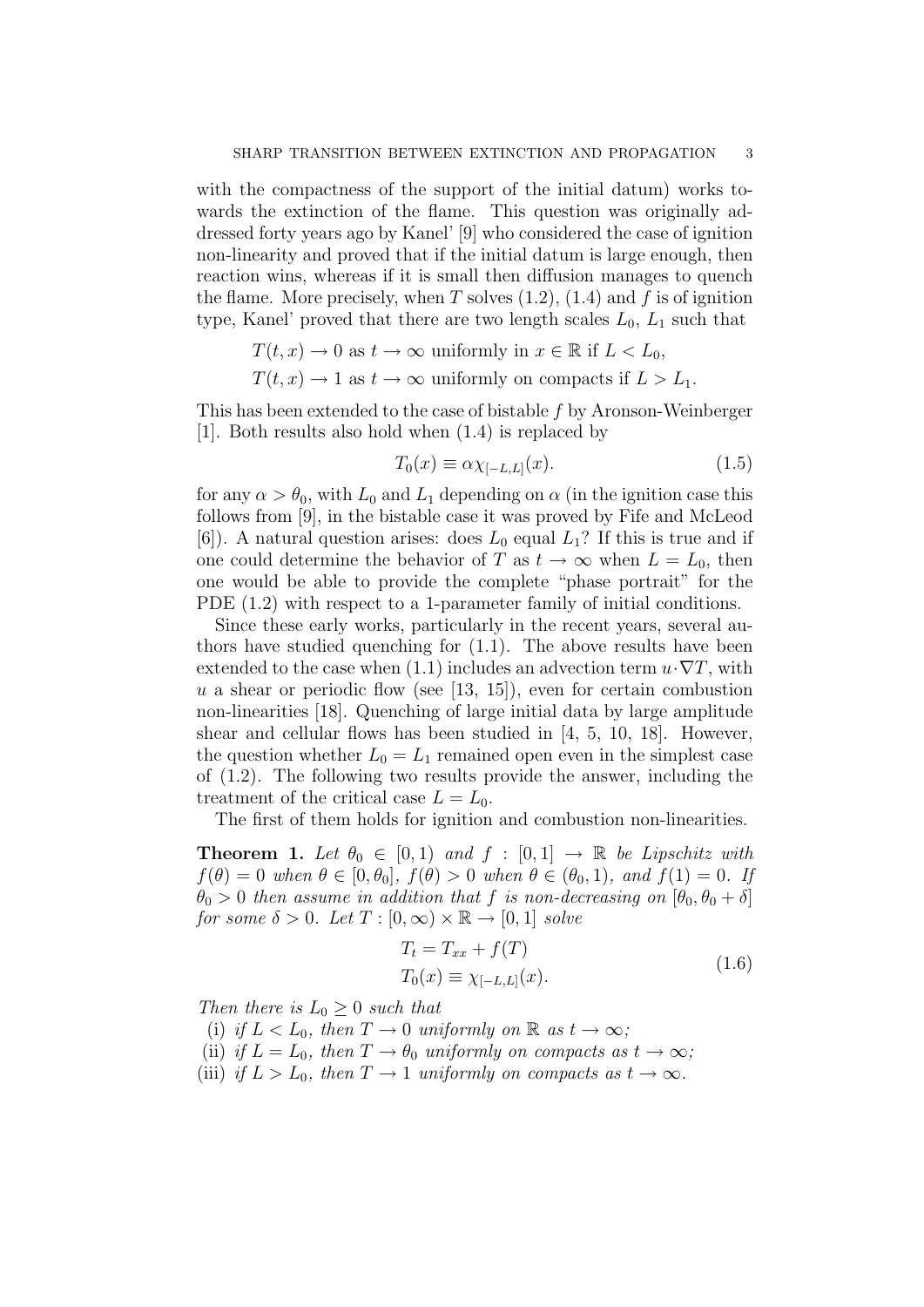with the compactness of the support of the initial datum) works towards the extinction of the flame. This question was originally addressed forty years ago by Kanel' [9] who considered the case of ignition non-linearity and proved that if the initial datum is large enough, then reaction wins, whereas if it is small then diffusion manages to quench the flame. More precisely, when $T$ solves (1.2), (1.4) and $f$ is of ignition type, Kanel' proved that there are two length scales $L_0$, $L_1$ such that

$$T(t,x) \to 0 \text{ as } t \to \infty \text{ uniformly in } x \in \mathbb{R} \text{ if } L < L_0,$$

$$T(t,x) \to 1 \text{ as } t \to \infty \text{ uniformly on compacts if } L > L_1.$$

This has been extended to the case of bistable $f$ by Aronson-Weinberger [1]. Both results also hold when (1.4) is replaced by

$$T_0(x) \equiv \alpha \chi_{[-L,L]}(x). \tag{1.5}$$

for any $\alpha > \theta_0$, with $L_0$ and $L_1$ depending on $\alpha$ (in the ignition case this follows from [9], in the bistable case it was proved by Fife and McLeod [6]). A natural question arises: does $L_0$ equal $L_1$? If this is true and if one could determine the behavior of $T$ as $t \to \infty$ when $L = L_0$, then one would be able to provide the complete "phase portrait" for the PDE (1.2) with respect to a 1-parameter family of initial conditions.

Since these early works, particularly in the recent years, several authors have studied quenching for (1.1). The above results have been extended to the case when (1.1) includes an advection term $u \cdot \nabla T$, with $u$ a shear or periodic flow (see [13, 15]), even for certain combustion non-linearities [18]. Quenching of large initial data by large amplitude shear and cellular flows has been studied in [4, 5, 10, 18]. However, the question whether $L_0 = L_1$ remained open even in the simplest case of (1.2). The following two results provide the answer, including the treatment of the critical case $L = L_0$.

The first of them holds for ignition and combustion non-linearities.

**Theorem 1.** *Let $\theta_0 \in [0, 1)$ and $f : [0, 1] \to \mathbb{R}$ be Lipschitz with $f(\theta) = 0$ when $\theta \in [0, \theta_0]$, $f(\theta) > 0$ when $\theta \in (\theta_0, 1)$, and $f(1) = 0$. If $\theta_0 > 0$ then assume in addition that $f$ is non-decreasing on $[\theta_0, \theta_0 + \delta]$ for some $\delta > 0$. Let $T : [0, \infty) \times \mathbb{R} \to [0, 1]$ solve*

$$\begin{aligned} T_t &= T_{xx} + f(T) \\ T_0(x) &\equiv \chi_{[-L,L]}(x). \end{aligned} \tag{1.6}$$

*Then there is $L_0 \geq 0$ such that*

(i) *if $L < L_0$, then $T \to 0$ uniformly on $\mathbb{R}$ as $t \to \infty$;*
(ii) *if $L = L_0$, then $T \to \theta_0$ uniformly on compacts as $t \to \infty$;*
(iii) *if $L > L_0$, then $T \to 1$ uniformly on compacts as $t \to \infty$.*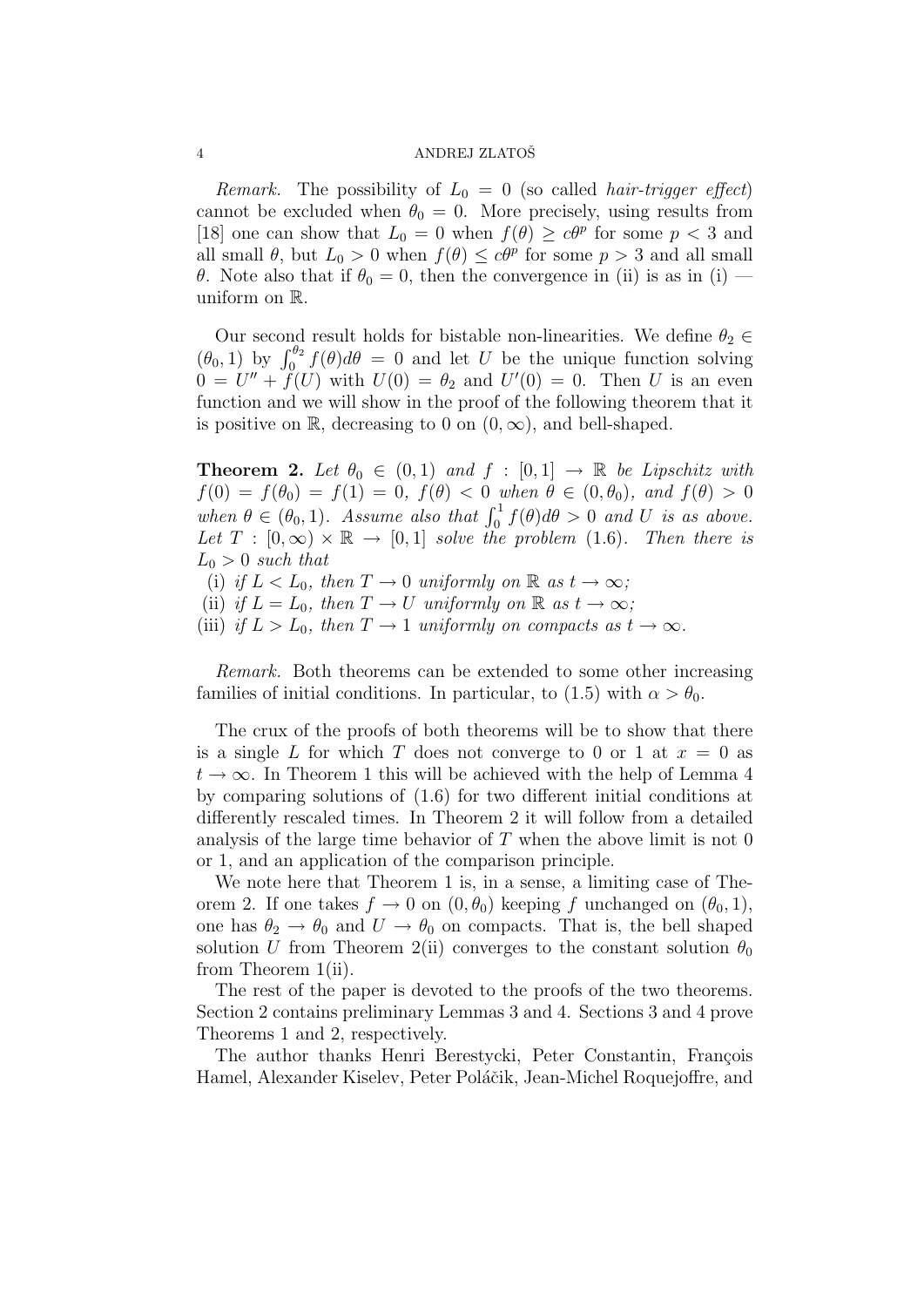*Remark.* The possibility of $L_0 = 0$ (so called *hair-trigger effect*) cannot be excluded when $\theta_0 = 0$. More precisely, using results from [18] one can show that $L_0 = 0$ when $f(\theta) \geq c\theta^p$ for some $p < 3$ and all small $\theta$, but $L_0 > 0$ when $f(\theta) \leq c\theta^p$ for some $p > 3$ and all small $\theta$. Note also that if $\theta_0 = 0$, then the convergence in (ii) is as in (i) — uniform on $\mathbb{R}$.

Our second result holds for bistable non-linearities. We define $\theta_2 \in (\theta_0, 1)$ by $\int_0^{\theta_2} f(\theta)d\theta = 0$ and let $U$ be the unique function solving $0 = U'' + f(U)$ with $U(0) = \theta_2$ and $U'(0) = 0$. Then $U$ is an even function and we will show in the proof of the following theorem that it is positive on $\mathbb{R}$, decreasing to 0 on $(0, \infty)$, and bell-shaped.

**Theorem 2.** *Let $\theta_0 \in (0, 1)$ and $f : [0, 1] \to \mathbb{R}$ be Lipschitz with $f(0) = f(\theta_0) = f(1) = 0$, $f(\theta) < 0$ when $\theta \in (0, \theta_0)$, and $f(\theta) > 0$ when $\theta \in (\theta_0, 1)$. Assume also that $\int_0^1 f(\theta)d\theta > 0$ and $U$ is as above. Let $T : [0, \infty) \times \mathbb{R} \to [0, 1]$ solve the problem (1.6). Then there is $L_0 > 0$ such that*

(i) *if $L < L_0$, then $T \to 0$ uniformly on $\mathbb{R}$ as $t \to \infty$;*
(ii) *if $L = L_0$, then $T \to U$ uniformly on $\mathbb{R}$ as $t \to \infty$;*
(iii) *if $L > L_0$, then $T \to 1$ uniformly on compacts as $t \to \infty$.*

*Remark.* Both theorems can be extended to some other increasing families of initial conditions. In particular, to (1.5) with $\alpha > \theta_0$.

The crux of the proofs of both theorems will be to show that there is a single $L$ for which $T$ does not converge to 0 or 1 at $x = 0$ as $t \to \infty$. In Theorem 1 this will be achieved with the help of Lemma 4 by comparing solutions of (1.6) for two different initial conditions at differently rescaled times. In Theorem 2 it will follow from a detailed analysis of the large time behavior of $T$ when the above limit is not 0 or 1, and an application of the comparison principle.

We note here that Theorem 1 is, in a sense, a limiting case of Theorem 2. If one takes $f \to 0$ on $(0, \theta_0)$ keeping $f$ unchanged on $(\theta_0, 1)$, one has $\theta_2 \to \theta_0$ and $U \to \theta_0$ on compacts. That is, the bell shaped solution $U$ from Theorem 2(ii) converges to the constant solution $\theta_0$ from Theorem 1(ii).

The rest of the paper is devoted to the proofs of the two theorems. Section 2 contains preliminary Lemmas 3 and 4. Sections 3 and 4 prove Theorems 1 and 2, respectively.

The author thanks Henri Berestycki, Peter Constantin, François Hamel, Alexander Kiselev, Peter Poláčik, Jean-Michel Roquejoffre, and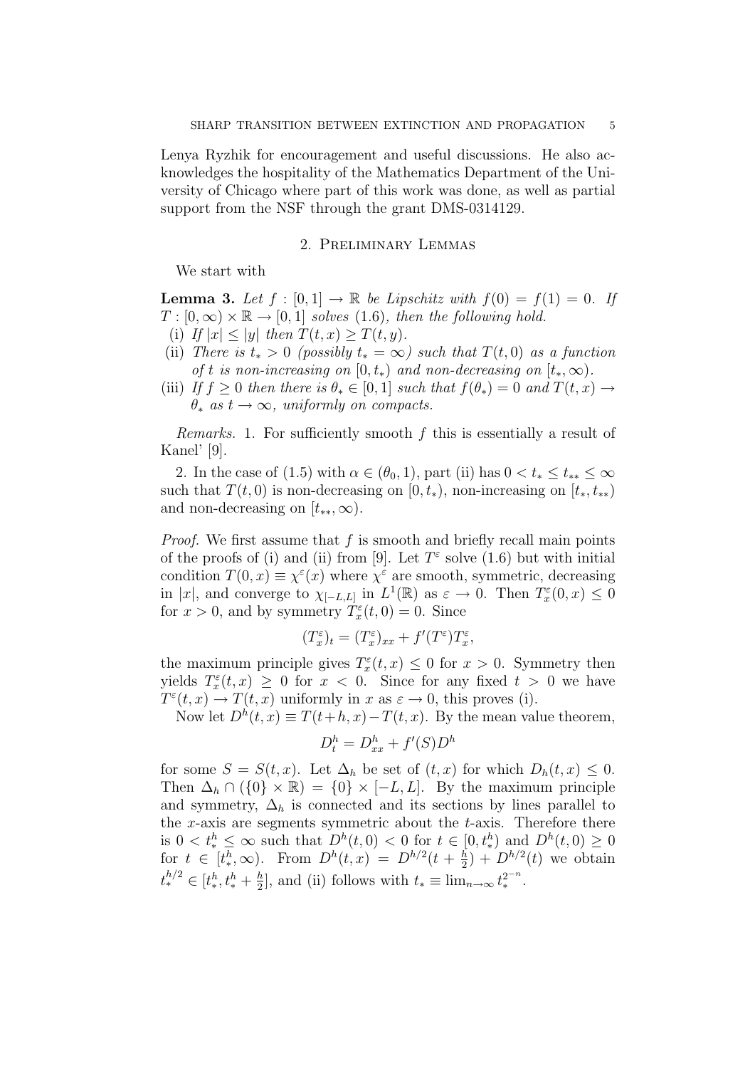Lenya Ryzhik for encouragement and useful discussions. He also acknowledges the hospitality of the Mathematics Department of the University of Chicago where part of this work was done, as well as partial support from the NSF through the grant DMS-0314129.

## 2. Preliminary Lemmas

We start with

**Lemma 3.** *Let $f : [0,1] \to \mathbb{R}$ be Lipschitz with $f(0) = f(1) = 0$. If $T : [0,\infty) \times \mathbb{R} \to [0,1]$ solves (1.6), then the following hold.*

- (i) *If $|x| \leq |y|$ then $T(t,x) \geq T(t,y)$.*
- (ii) *There is $t_* > 0$ (possibly $t_* = \infty$) such that $T(t,0)$ as a function of $t$ is non-increasing on $[0,t_*)$ and non-decreasing on $[t_*,\infty)$.*
- (iii) *If $f \geq 0$ then there is $\theta_* \in [0,1]$ such that $f(\theta_*) = 0$ and $T(t,x) \to \theta_*$ as $t \to \infty$, uniformly on compacts.*

*Remarks.* 1. For sufficiently smooth $f$ this is essentially a result of Kanel' [9].

2. In the case of (1.5) with $\alpha \in (\theta_0, 1)$, part (ii) has $0 < t_* \leq t_{**} \leq \infty$ such that $T(t,0)$ is non-decreasing on $[0,t_*)$, non-increasing on $[t_*, t_{**})$ and non-decreasing on $[t_{**},\infty)$.

*Proof.* We first assume that $f$ is smooth and briefly recall main points of the proofs of (i) and (ii) from [9]. Let $T^\varepsilon$ solve (1.6) but with initial condition $T(0,x) \equiv \chi^\varepsilon(x)$ where $\chi^\varepsilon$ are smooth, symmetric, decreasing in $|x|$, and converge to $\chi_{[-L,L]}$ in $L^1(\mathbb{R})$ as $\varepsilon \to 0$. Then $T^\varepsilon_x(0,x) \leq 0$ for $x > 0$, and by symmetry $T^\varepsilon_x(t,0) = 0$. Since

$$(T^\varepsilon_x)_t = (T^\varepsilon_x)_{xx} + f'(T^\varepsilon)T^\varepsilon_x,$$

the maximum principle gives $T^\varepsilon_x(t,x) \leq 0$ for $x > 0$. Symmetry then yields $T^\varepsilon_x(t,x) \geq 0$ for $x < 0$. Since for any fixed $t > 0$ we have $T^\varepsilon(t,x) \to T(t,x)$ uniformly in $x$ as $\varepsilon \to 0$, this proves (i).

Now let $D^h(t,x) \equiv T(t+h,x) - T(t,x)$. By the mean value theorem,

$$D^h_t = D^h_{xx} + f'(S)D^h$$

for some $S = S(t,x)$. Let $\Delta_h$ be set of $(t,x)$ for which $D_h(t,x) \leq 0$. Then $\Delta_h \cap (\{0\} \times \mathbb{R}) = \{0\} \times [-L,L]$. By the maximum principle and symmetry, $\Delta_h$ is connected and its sections by lines parallel to the $x$-axis are segments symmetric about the $t$-axis. Therefore there is $0 < t^h_* \leq \infty$ such that $D^h(t,0) < 0$ for $t \in [0,t^h_*)$ and $D^h(t,0) \geq 0$ for $t \in [t^h_*,\infty)$. From $D^h(t,x) = D^{h/2}(t+\frac{h}{2}) + D^{h/2}(t)$ we obtain $t^{h/2}_* \in [t^h_*, t^h_* + \frac{h}{2}]$, and (ii) follows with $t_* \equiv \lim_{n\to\infty} t^{2^{-n}}_*$.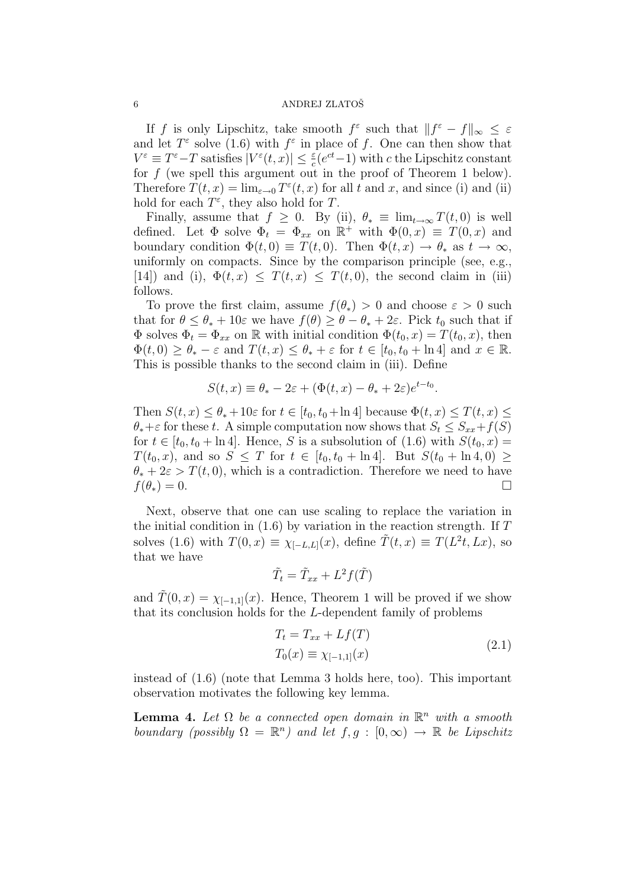If $f$ is only Lipschitz, take smooth $f^\varepsilon$ such that $\|f^\varepsilon - f\|_\infty \le \varepsilon$ and let $T^\varepsilon$ solve (1.6) with $f^\varepsilon$ in place of $f$. One can then show that $V^\varepsilon \equiv T^\varepsilon - T$ satisfies $|V^\varepsilon(t,x)| \le \frac{\varepsilon}{c}(e^{ct}-1)$ with $c$ the Lipschitz constant for $f$ (we spell this argument out in the proof of Theorem 1 below). Therefore $T(t,x) = \lim_{\varepsilon\to 0} T^\varepsilon(t,x)$ for all $t$ and $x$, and since (i) and (ii) hold for each $T^\varepsilon$, they also hold for $T$.

Finally, assume that $f \ge 0$. By (ii), $\theta_* \equiv \lim_{t\to\infty} T(t,0)$ is well defined. Let $\Phi$ solve $\Phi_t = \Phi_{xx}$ on $\mathbb{R}^+$ with $\Phi(0,x) \equiv T(0,x)$ and boundary condition $\Phi(t,0) \equiv T(t,0)$. Then $\Phi(t,x) \to \theta_*$ as $t \to \infty$, uniformly on compacts. Since by the comparison principle (see, e.g., [14]) and (i), $\Phi(t,x) \le T(t,x) \le T(t,0)$, the second claim in (iii) follows.

To prove the first claim, assume $f(\theta_*) > 0$ and choose $\varepsilon > 0$ such that for $\theta \le \theta_* + 10\varepsilon$ we have $f(\theta) \ge \theta - \theta_* + 2\varepsilon$. Pick $t_0$ such that if $\Phi$ solves $\Phi_t = \Phi_{xx}$ on $\mathbb{R}$ with initial condition $\Phi(t_0,x) = T(t_0,x)$, then $\Phi(t,0) \ge \theta_* - \varepsilon$ and $T(t,x) \le \theta_* + \varepsilon$ for $t \in [t_0, t_0 + \ln 4]$ and $x \in \mathbb{R}$. This is possible thanks to the second claim in (iii). Define

$$S(t,x) \equiv \theta_* - 2\varepsilon + (\Phi(t,x) - \theta_* + 2\varepsilon)e^{t-t_0}.$$

Then $S(t,x) \le \theta_* + 10\varepsilon$ for $t \in [t_0, t_0 + \ln 4]$ because $\Phi(t,x) \le T(t,x) \le \theta_* + \varepsilon$ for these $t$. A simple computation now shows that $S_t \le S_{xx} + f(S)$ for $t \in [t_0, t_0 + \ln 4]$. Hence, $S$ is a subsolution of (1.6) with $S(t_0,x) = T(t_0,x)$, and so $S \le T$ for $t \in [t_0, t_0 + \ln 4]$. But $S(t_0 + \ln 4, 0) \ge \theta_* + 2\varepsilon > T(t,0)$, which is a contradiction. Therefore we need to have $f(\theta_*) = 0$. $\square$

Next, observe that one can use scaling to replace the variation in the initial condition in (1.6) by variation in the reaction strength. If $T$ solves (1.6) with $T(0,x) \equiv \chi_{[-L,L]}(x)$, define $\tilde{T}(t,x) \equiv T(L^2 t, Lx)$, so that we have

$$\tilde{T}_t = \tilde{T}_{xx} + L^2 f(\tilde{T})$$

and $\tilde{T}(0,x) = \chi_{[-1,1]}(x)$. Hence, Theorem 1 will be proved if we show that its conclusion holds for the $L$-dependent family of problems

$$\begin{aligned} T_t &= T_{xx} + Lf(T) \\ T_0(x) &\equiv \chi_{[-1,1]}(x) \end{aligned} \tag{2.1}$$

instead of (1.6) (note that Lemma 3 holds here, too). This important observation motivates the following key lemma.

**Lemma 4.** *Let $\Omega$ be a connected open domain in $\mathbb{R}^n$ with a smooth boundary (possibly $\Omega = \mathbb{R}^n$) and let $f, g : [0,\infty) \to \mathbb{R}$ be Lipschitz*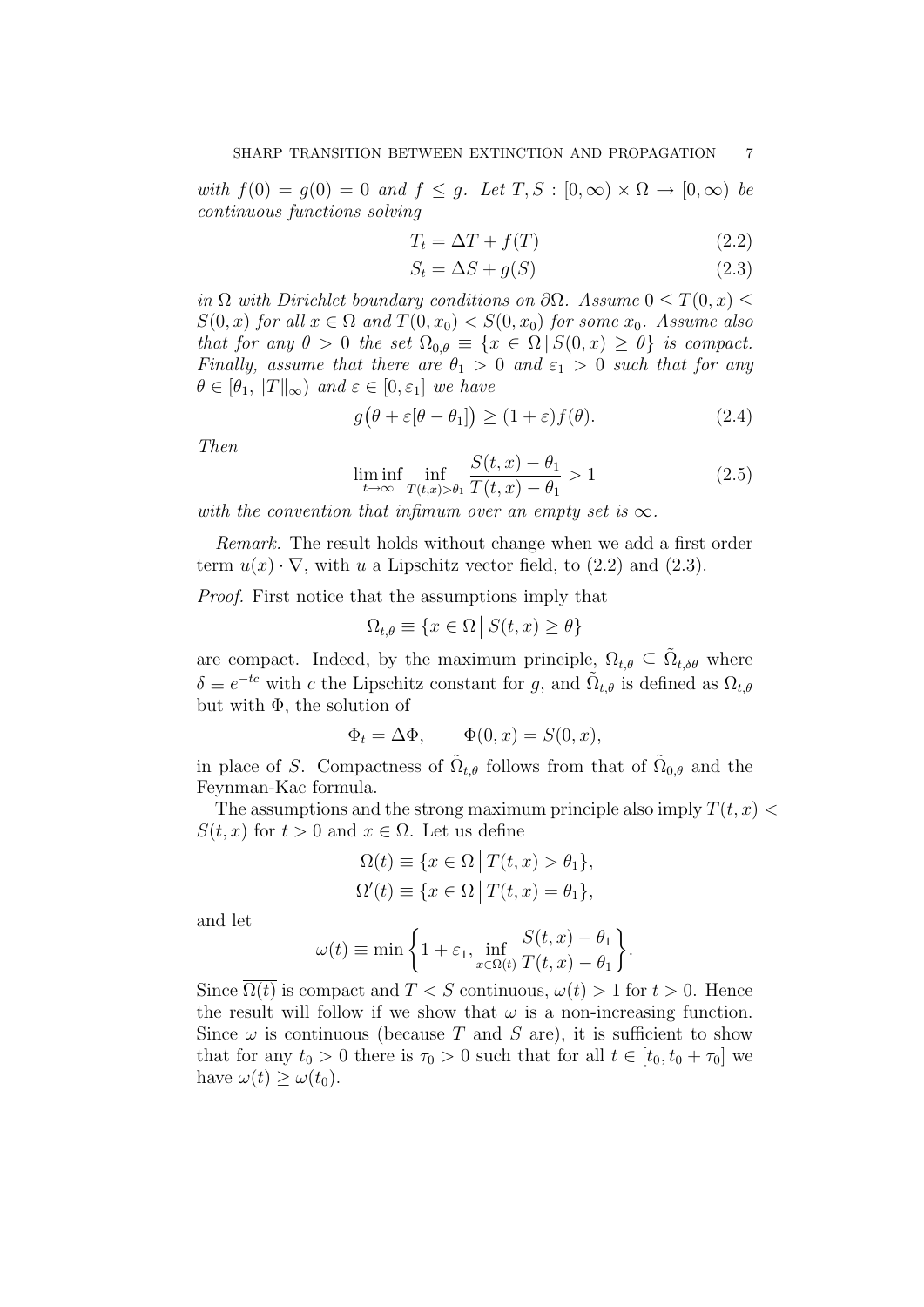with $f(0) = g(0) = 0$ and $f \leq g$. Let $T, S : [0,\infty) \times \Omega \to [0,\infty)$ be continuous functions solving

$$T_t = \Delta T + f(T) \tag{2.2}$$

$$S_t = \Delta S + g(S) \tag{2.3}$$

*in* $\Omega$ *with Dirichlet boundary conditions on* $\partial\Omega$. *Assume* $0 \leq T(0,x) \leq S(0,x)$ *for all* $x \in \Omega$ *and* $T(0,x_0) < S(0,x_0)$ *for some* $x_0$. *Assume also that for any* $\theta > 0$ *the set* $\Omega_{0,\theta} \equiv \{x \in \Omega \,|\, S(0,x) \geq \theta\}$ *is compact. Finally, assume that there are* $\theta_1 > 0$ *and* $\varepsilon_1 > 0$ *such that for any* $\theta \in [\theta_1, \|T\|_\infty)$ *and* $\varepsilon \in [0, \varepsilon_1]$ *we have*

$$g\big(\theta + \varepsilon[\theta - \theta_1]\big) \geq (1+\varepsilon) f(\theta). \tag{2.4}$$

*Then*

$$\liminf_{t\to\infty} \inf_{T(t,x)>\theta_1} \frac{S(t,x) - \theta_1}{T(t,x) - \theta_1} > 1 \tag{2.5}$$

*with the convention that infimum over an empty set is* $\infty$.

*Remark.* The result holds without change when we add a first order term $u(x) \cdot \nabla$, with $u$ a Lipschitz vector field, to (2.2) and (2.3).

*Proof.* First notice that the assumptions imply that

$$\Omega_{t,\theta} \equiv \{x \in \Omega \,\big|\, S(t,x) \geq \theta\}$$

are compact. Indeed, by the maximum principle, $\Omega_{t,\theta} \subseteq \tilde{\Omega}_{t,\delta\theta}$ where $\delta \equiv e^{-tc}$ with $c$ the Lipschitz constant for $g$, and $\tilde{\Omega}_{t,\theta}$ is defined as $\Omega_{t,\theta}$ but with $\Phi$, the solution of

$$\Phi_t = \Delta\Phi, \qquad \Phi(0,x) = S(0,x),$$

in place of $S$. Compactness of $\tilde{\Omega}_{t,\theta}$ follows from that of $\tilde{\Omega}_{0,\theta}$ and the Feynman-Kac formula.

The assumptions and the strong maximum principle also imply $T(t,x) < S(t,x)$ for $t > 0$ and $x \in \Omega$. Let us define

$$\Omega(t) \equiv \{x \in \Omega \,\big|\, T(t,x) > \theta_1\},$$

$$\Omega'(t) \equiv \{x \in \Omega \,\big|\, T(t,x) = \theta_1\},$$

and let

$$\omega(t) \equiv \min\left\{1 + \varepsilon_1, \inf_{x\in\Omega(t)} \frac{S(t,x) - \theta_1}{T(t,x) - \theta_1}\right\}.$$

Since $\overline{\Omega(t)}$ is compact and $T < S$ continuous, $\omega(t) > 1$ for $t > 0$. Hence the result will follow if we show that $\omega$ is a non-increasing function. Since $\omega$ is continuous (because $T$ and $S$ are), it is sufficient to show that for any $t_0 > 0$ there is $\tau_0 > 0$ such that for all $t \in [t_0, t_0 + \tau_0]$ we have $\omega(t) \geq \omega(t_0)$.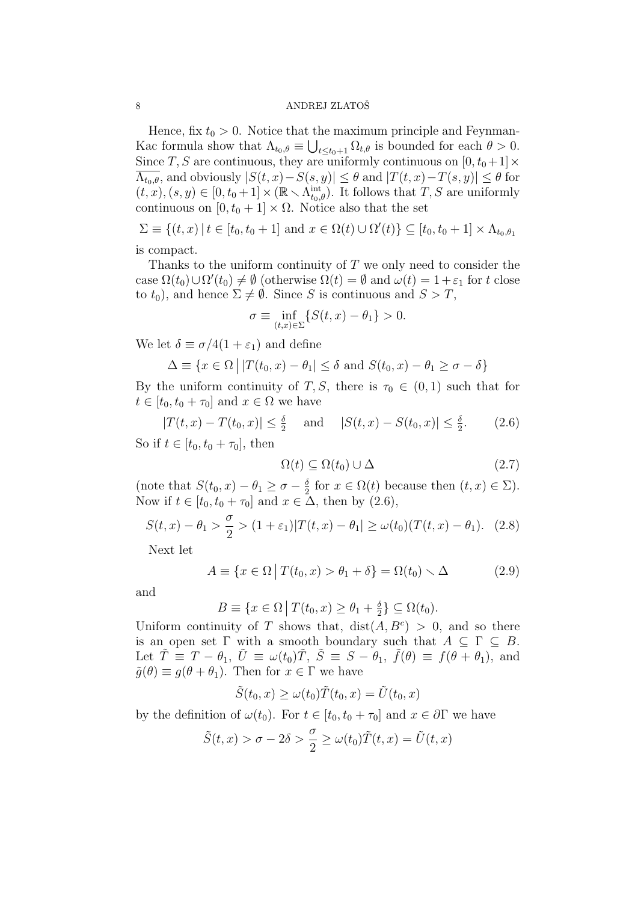Hence, fix $t_0 > 0$. Notice that the maximum principle and Feynman-Kac formula show that $\Lambda_{t_0,\theta} \equiv \bigcup_{t \le t_0+1} \Omega_{t,\theta}$ is bounded for each $\theta > 0$. Since $T, S$ are continuous, they are uniformly continuous on $[0, t_0+1] \times \overline{\Lambda_{t_0,\theta}}$, and obviously $|S(t,x) - S(s,y)| \le \theta$ and $|T(t,x) - T(s,y)| \le \theta$ for $(t,x), (s,y) \in [0, t_0+1] \times (\mathbb{R} \setminus \Lambda^{\rm int}_{t_0,\theta})$. It follows that $T, S$ are uniformly continuous on $[0, t_0+1] \times \Omega$. Notice also that the set

$$\Sigma \equiv \{(t,x) \,|\, t \in [t_0, t_0+1] \text{ and } x \in \Omega(t) \cup \Omega'(t)\} \subseteq [t_0, t_0+1] \times \Lambda_{t_0,\theta_1}$$

is compact.

Thanks to the uniform continuity of $T$ we only need to consider the case $\Omega(t_0) \cup \Omega'(t_0) \neq \emptyset$ (otherwise $\Omega(t) = \emptyset$ and $\omega(t) = 1 + \varepsilon_1$ for $t$ close to $t_0$), and hence $\Sigma \neq \emptyset$. Since $S$ is continuous and $S > T$,

$$\sigma \equiv \inf_{(t,x) \in \Sigma} \{S(t,x) - \theta_1\} > 0.$$

We let $\delta \equiv \sigma / 4(1 + \varepsilon_1)$ and define

$$\Delta \equiv \{x \in \Omega \,\big|\, |T(t_0,x) - \theta_1| \le \delta \text{ and } S(t_0,x) - \theta_1 \ge \sigma - \delta\}$$

By the uniform continuity of $T, S$, there is $\tau_0 \in (0,1)$ such that for $t \in [t_0, t_0 + \tau_0]$ and $x \in \Omega$ we have

$$|T(t,x) - T(t_0,x)| \le \tfrac{\delta}{2} \quad \text{ and } \quad |S(t,x) - S(t_0,x)| \le \tfrac{\delta}{2}. \tag{2.6}$$

So if $t \in [t_0, t_0 + \tau_0]$, then

$$\Omega(t) \subseteq \Omega(t_0) \cup \Delta \tag{2.7}$$

(note that $S(t_0,x) - \theta_1 \ge \sigma - \frac{\delta}{2}$ for $x \in \Omega(t)$ because then $(t,x) \in \Sigma$). Now if $t \in [t_0, t_0 + \tau_0]$ and $x \in \Delta$, then by (2.6),

$$S(t,x) - \theta_1 > \frac{\sigma}{2} > (1 + \varepsilon_1)|T(t,x) - \theta_1| \ge \omega(t_0)(T(t,x) - \theta_1). \tag{2.8}$$

Next let

$$A \equiv \{x \in \Omega \,\big|\, T(t_0,x) > \theta_1 + \delta\} = \Omega(t_0) \setminus \Delta \tag{2.9}$$

and

$$B \equiv \{x \in \Omega \,\big|\, T(t_0,x) \ge \theta_1 + \tfrac{\delta}{2}\} \subseteq \Omega(t_0).$$

Uniform continuity of $T$ shows that, $\operatorname{dist}(A, B^c) > 0$, and so there is an open set $\Gamma$ with a smooth boundary such that $A \subseteq \Gamma \subseteq B$. Let $\tilde{T} \equiv T - \theta_1$, $\tilde{U} \equiv \omega(t_0)\tilde{T}$, $\tilde{S} \equiv S - \theta_1$, $\tilde{f}(\theta) \equiv f(\theta + \theta_1)$, and $\tilde{g}(\theta) \equiv g(\theta + \theta_1)$. Then for $x \in \Gamma$ we have

$$\tilde{S}(t_0,x) \ge \omega(t_0)\tilde{T}(t_0,x) = \tilde{U}(t_0,x)$$

by the definition of $\omega(t_0)$. For $t \in [t_0, t_0 + \tau_0]$ and $x \in \partial\Gamma$ we have

$$\tilde{S}(t,x) > \sigma - 2\delta > \frac{\sigma}{2} \ge \omega(t_0)\tilde{T}(t,x) = \tilde{U}(t,x)$$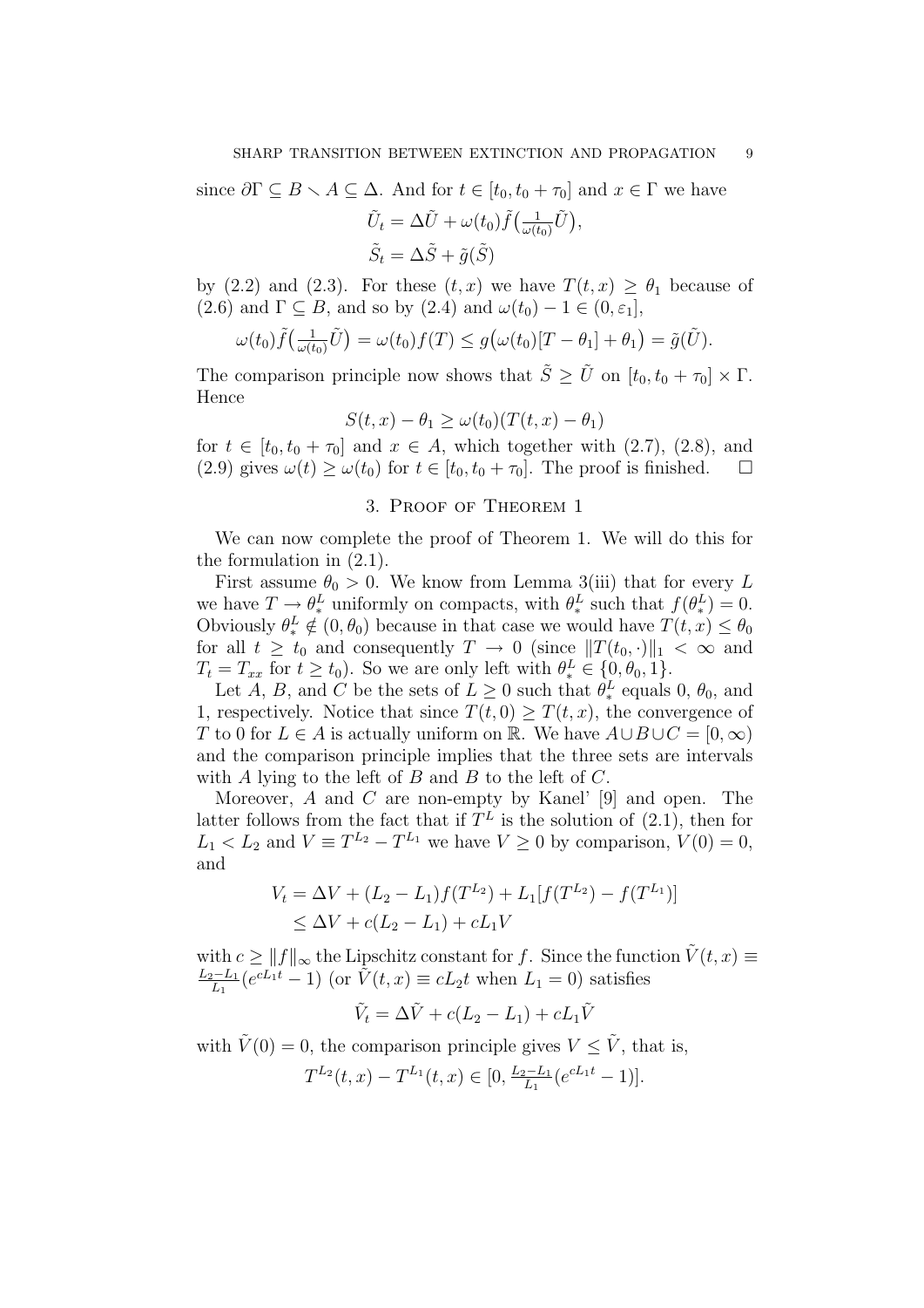since $\partial\Gamma \subseteq B \setminus A \subseteq \Delta$. And for $t \in [t_0, t_0 + \tau_0]$ and $x \in \Gamma$ we have

$$\tilde{U}_t = \Delta \tilde{U} + \omega(t_0) \tilde{f}\big(\tfrac{1}{\omega(t_0)} \tilde{U}\big),$$
$$\tilde{S}_t = \Delta \tilde{S} + \tilde{g}(\tilde{S})$$

by (2.2) and (2.3). For these $(t, x)$ we have $T(t, x) \geq \theta_1$ because of (2.6) and $\Gamma \subseteq B$, and so by (2.4) and $\omega(t_0) - 1 \in (0, \varepsilon_1]$,

$$\omega(t_0) \tilde{f}\big(\tfrac{1}{\omega(t_0)} \tilde{U}\big) = \omega(t_0) f(T) \leq g\big(\omega(t_0)[T - \theta_1] + \theta_1\big) = \tilde{g}(\tilde{U}).$$

The comparison principle now shows that $\tilde{S} \geq \tilde{U}$ on $[t_0, t_0 + \tau_0] \times \Gamma$. Hence

$$S(t, x) - \theta_1 \geq \omega(t_0)(T(t, x) - \theta_1)$$

for $t \in [t_0, t_0 + \tau_0]$ and $x \in A$, which together with (2.7), (2.8), and (2.9) gives $\omega(t) \geq \omega(t_0)$ for $t \in [t_0, t_0 + \tau_0]$. The proof is finished. $\square$

## 3. Proof of Theorem 1

We can now complete the proof of Theorem 1. We will do this for the formulation in (2.1).

First assume $\theta_0 > 0$. We know from Lemma 3(iii) that for every $L$ we have $T \to \theta_*^L$ uniformly on compacts, with $\theta_*^L$ such that $f(\theta_*^L) = 0$. Obviously $\theta_*^L \notin (0, \theta_0)$ because in that case we would have $T(t, x) \leq \theta_0$ for all $t \geq t_0$ and consequently $T \to 0$ (since $\|T(t_0, \cdot)\|_1 < \infty$ and $T_t = T_{xx}$ for $t \geq t_0$). So we are only left with $\theta_*^L \in \{0, \theta_0, 1\}$.

Let $A$, $B$, and $C$ be the sets of $L \geq 0$ such that $\theta_*^L$ equals $0$, $\theta_0$, and $1$, respectively. Notice that since $T(t, 0) \geq T(t, x)$, the convergence of $T$ to $0$ for $L \in A$ is actually uniform on $\mathbb{R}$. We have $A \cup B \cup C = [0, \infty)$ and the comparison principle implies that the three sets are intervals with $A$ lying to the left of $B$ and $B$ to the left of $C$.

Moreover, $A$ and $C$ are non-empty by Kanel' [9] and open. The latter follows from the fact that if $T^L$ is the solution of (2.1), then for $L_1 < L_2$ and $V \equiv T^{L_2} - T^{L_1}$ we have $V \geq 0$ by comparison, $V(0) = 0$, and

$$\begin{aligned} V_t &= \Delta V + (L_2 - L_1) f(T^{L_2}) + L_1 [f(T^{L_2}) - f(T^{L_1})] \\ &\leq \Delta V + c(L_2 - L_1) + c L_1 V \end{aligned}$$

with $c \geq \|f\|_\infty$ the Lipschitz constant for $f$. Since the function $\tilde{V}(t, x) \equiv \frac{L_2 - L_1}{L_1}(e^{cL_1 t} - 1)$ (or $\tilde{V}(t, x) \equiv c L_2 t$ when $L_1 = 0$) satisfies

$$\tilde{V}_t = \Delta \tilde{V} + c(L_2 - L_1) + c L_1 \tilde{V}$$

with $\tilde{V}(0) = 0$, the comparison principle gives $V \leq \tilde{V}$, that is,

$$T^{L_2}(t, x) - T^{L_1}(t, x) \in [0, \tfrac{L_2 - L_1}{L_1}(e^{cL_1 t} - 1)].$$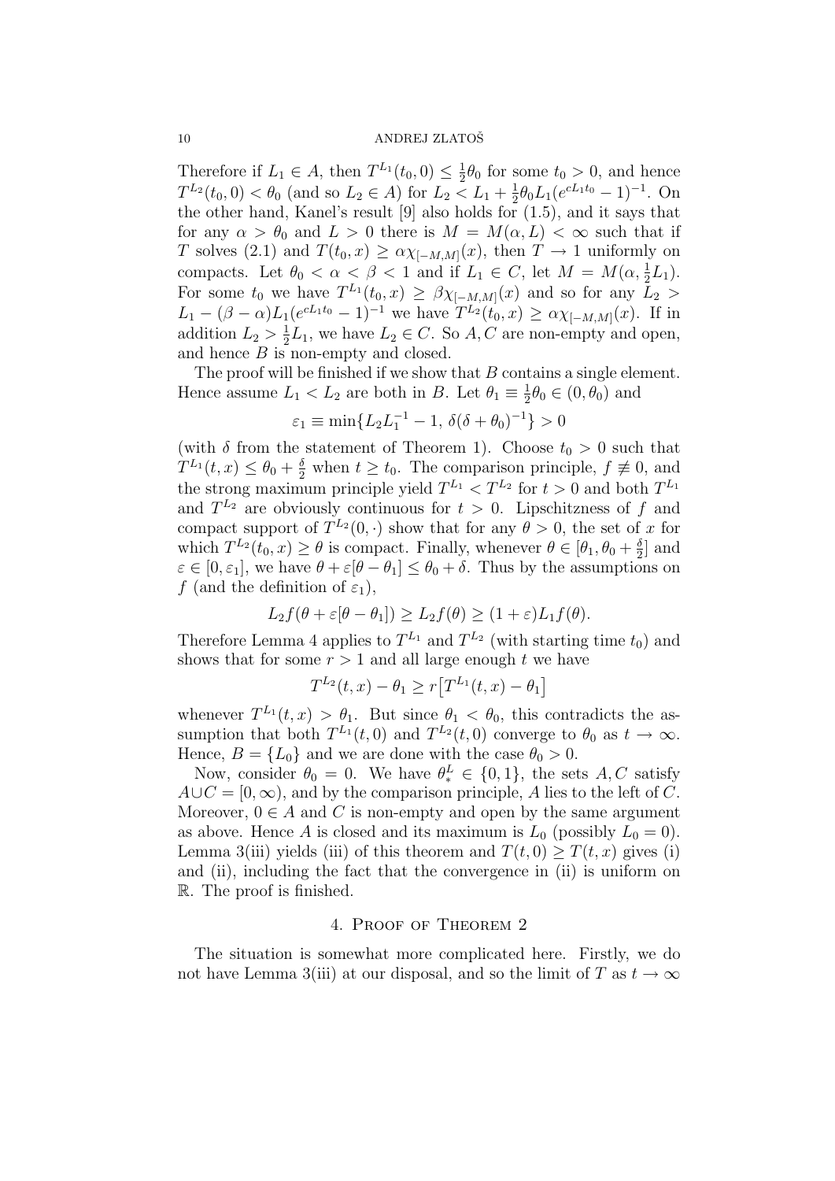Therefore if $L_1 \in A$, then $T^{L_1}(t_0, 0) \leq \frac{1}{2}\theta_0$ for some $t_0 > 0$, and hence $T^{L_2}(t_0, 0) < \theta_0$ (and so $L_2 \in A$) for $L_2 < L_1 + \frac{1}{2}\theta_0 L_1(e^{cL_1 t_0} - 1)^{-1}$. On the other hand, Kanel's result [9] also holds for (1.5), and it says that for any $\alpha > \theta_0$ and $L > 0$ there is $M = M(\alpha, L) < \infty$ such that if $T$ solves (2.1) and $T(t_0, x) \geq \alpha\chi_{[-M,M]}(x)$, then $T \to 1$ uniformly on compacts. Let $\theta_0 < \alpha < \beta < 1$ and if $L_1 \in C$, let $M = M(\alpha, \frac{1}{2}L_1)$. For some $t_0$ we have $T^{L_1}(t_0, x) \geq \beta\chi_{[-M,M]}(x)$ and so for any $L_2 > L_1 - (\beta - \alpha)L_1(e^{cL_1 t_0} - 1)^{-1}$ we have $T^{L_2}(t_0, x) \geq \alpha\chi_{[-M,M]}(x)$. If in addition $L_2 > \frac{1}{2}L_1$, we have $L_2 \in C$. So $A, C$ are non-empty and open, and hence $B$ is non-empty and closed.

The proof will be finished if we show that $B$ contains a single element. Hence assume $L_1 < L_2$ are both in $B$. Let $\theta_1 \equiv \frac{1}{2}\theta_0 \in (0, \theta_0)$ and

$$\varepsilon_1 \equiv \min\{L_2 L_1^{-1} - 1,\ \delta(\delta + \theta_0)^{-1}\} > 0$$

(with $\delta$ from the statement of Theorem 1). Choose $t_0 > 0$ such that $T^{L_1}(t, x) \leq \theta_0 + \frac{\delta}{2}$ when $t \geq t_0$. The comparison principle, $f \not\equiv 0$, and the strong maximum principle yield $T^{L_1} < T^{L_2}$ for $t > 0$ and both $T^{L_1}$ and $T^{L_2}$ are obviously continuous for $t > 0$. Lipschitzness of $f$ and compact support of $T^{L_2}(0, \cdot)$ show that for any $\theta > 0$, the set of $x$ for which $T^{L_2}(t_0, x) \geq \theta$ is compact. Finally, whenever $\theta \in [\theta_1, \theta_0 + \frac{\delta}{2}]$ and $\varepsilon \in [0, \varepsilon_1]$, we have $\theta + \varepsilon[\theta - \theta_1] \leq \theta_0 + \delta$. Thus by the assumptions on $f$ (and the definition of $\varepsilon_1$),

$$L_2 f(\theta + \varepsilon[\theta - \theta_1]) \geq L_2 f(\theta) \geq (1 + \varepsilon)L_1 f(\theta).$$

Therefore Lemma 4 applies to $T^{L_1}$ and $T^{L_2}$ (with starting time $t_0$) and shows that for some $r > 1$ and all large enough $t$ we have

$$T^{L_2}(t, x) - \theta_1 \geq r\big[T^{L_1}(t, x) - \theta_1\big]$$

whenever $T^{L_1}(t, x) > \theta_1$. But since $\theta_1 < \theta_0$, this contradicts the assumption that both $T^{L_1}(t, 0)$ and $T^{L_2}(t, 0)$ converge to $\theta_0$ as $t \to \infty$. Hence, $B = \{L_0\}$ and we are done with the case $\theta_0 > 0$.

Now, consider $\theta_0 = 0$. We have $\theta_*^L \in \{0, 1\}$, the sets $A, C$ satisfy $A \cup C = [0, \infty)$, and by the comparison principle, $A$ lies to the left of $C$. Moreover, $0 \in A$ and $C$ is non-empty and open by the same argument as above. Hence $A$ is closed and its maximum is $L_0$ (possibly $L_0 = 0$). Lemma 3(iii) yields (iii) of this theorem and $T(t, 0) \geq T(t, x)$ gives (i) and (ii), including the fact that the convergence in (ii) is uniform on $\mathbb{R}$. The proof is finished.

## 4. Proof of Theorem 2

The situation is somewhat more complicated here. Firstly, we do not have Lemma 3(iii) at our disposal, and so the limit of $T$ as $t \to \infty$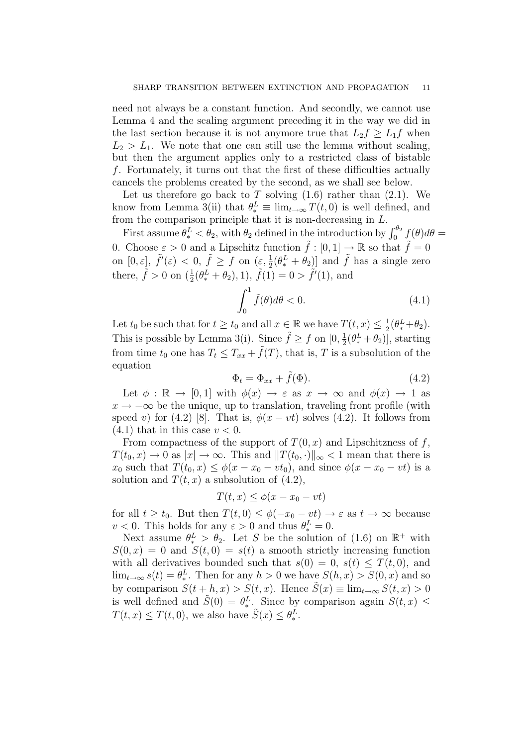need not always be a constant function. And secondly, we cannot use Lemma 4 and the scaling argument preceding it in the way we did in the last section because it is not anymore true that $L_2 f \geq L_1 f$ when $L_2 > L_1$. We note that one can still use the lemma without scaling, but then the argument applies only to a restricted class of bistable $f$. Fortunately, it turns out that the first of these difficulties actually cancels the problems created by the second, as we shall see below.

Let us therefore go back to $T$ solving (1.6) rather than (2.1). We know from Lemma 3(ii) that $\theta_*^L \equiv \lim_{t\to\infty} T(t,0)$ is well defined, and from the comparison principle that it is non-decreasing in $L$.

First assume $\theta_*^L < \theta_2$, with $\theta_2$ defined in the introduction by $\int_0^{\theta_2} f(\theta)d\theta = 0$. Choose $\varepsilon > 0$ and a Lipschitz function $\tilde{f} : [0,1] \to \mathbb{R}$ so that $\tilde{f} = 0$ on $[0,\varepsilon]$, $\tilde{f}'(\varepsilon) < 0$, $\tilde{f} \geq f$ on $(\varepsilon, \frac{1}{2}(\theta_*^L + \theta_2)]$ and $\tilde{f}$ has a single zero there, $\tilde{f} > 0$ on $(\frac{1}{2}(\theta_*^L + \theta_2), 1)$, $\tilde{f}(1) = 0 > \tilde{f}'(1)$, and

$$\int_0^1 \tilde{f}(\theta)d\theta < 0. \tag{4.1}$$

Let $t_0$ be such that for $t \geq t_0$ and all $x \in \mathbb{R}$ we have $T(t,x) \leq \frac{1}{2}(\theta_*^L + \theta_2)$. This is possible by Lemma 3(i). Since $\tilde{f} \geq f$ on $[0, \frac{1}{2}(\theta_*^L + \theta_2)]$, starting from time $t_0$ one has $T_t \leq T_{xx} + \tilde{f}(T)$, that is, $T$ is a subsolution of the equation

$$\Phi_t = \Phi_{xx} + \tilde{f}(\Phi). \tag{4.2}$$

Let $\phi : \mathbb{R} \to [0,1]$ with $\phi(x) \to \varepsilon$ as $x \to \infty$ and $\phi(x) \to 1$ as $x \to -\infty$ be the unique, up to translation, traveling front profile (with speed $v$) for (4.2) [8]. That is, $\phi(x - vt)$ solves (4.2). It follows from (4.1) that in this case $v < 0$.

From compactness of the support of $T(0,x)$ and Lipschitzness of $f$, $T(t_0,x) \to 0$ as $|x| \to \infty$. This and $\|T(t_0,\cdot)\|_\infty < 1$ mean that there is $x_0$ such that $T(t_0,x) \leq \phi(x - x_0 - vt_0)$, and since $\phi(x - x_0 - vt)$ is a solution and $T(t,x)$ a subsolution of (4.2),

$$T(t,x) \leq \phi(x - x_0 - vt)$$

for all $t \geq t_0$. But then $T(t,0) \leq \phi(-x_0 - vt) \to \varepsilon$ as $t \to \infty$ because $v < 0$. This holds for any $\varepsilon > 0$ and thus $\theta_*^L = 0$.

Next assume $\theta_*^L > \theta_2$. Let $S$ be the solution of (1.6) on $\mathbb{R}^+$ with $S(0,x) = 0$ and $S(t,0) = s(t)$ a smooth strictly increasing function with all derivatives bounded such that $s(0) = 0$, $s(t) \leq T(t,0)$, and $\lim_{t\to\infty} s(t) = \theta_*^L$. Then for any $h > 0$ we have $S(h,x) > S(0,x)$ and so by comparison $S(t+h,x) > S(t,x)$. Hence $\tilde{S}(x) \equiv \lim_{t\to\infty} S(t,x) > 0$ is well defined and $\tilde{S}(0) = \theta_*^L$. Since by comparison again $S(t,x) \leq T(t,x) \leq T(t,0)$, we also have $\tilde{S}(x) \leq \theta_*^L$.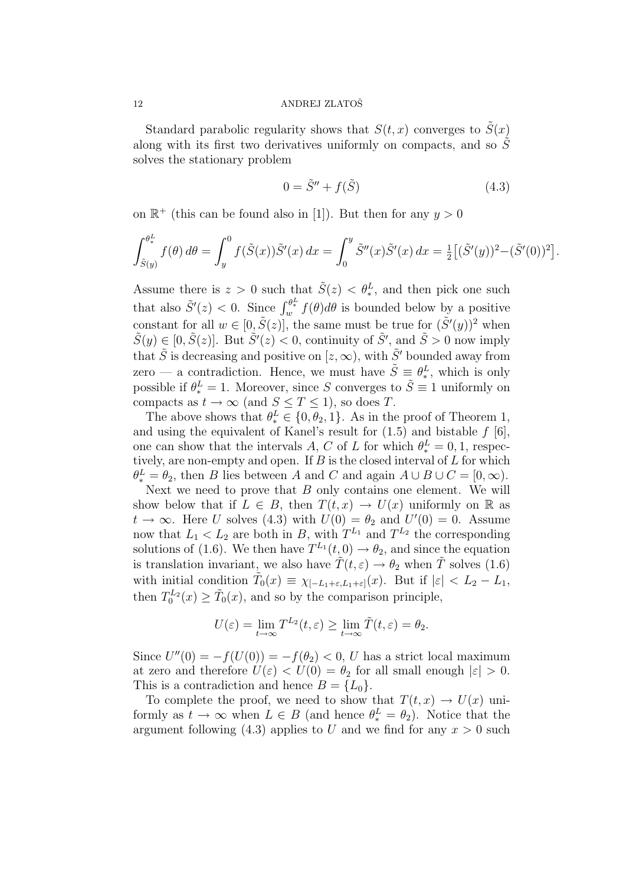Standard parabolic regularity shows that $S(t,x)$ converges to $\tilde{S}(x)$ along with its first two derivatives uniformly on compacts, and so $\tilde{S}$ solves the stationary problem

$$0 = \tilde{S}'' + f(\tilde{S}) \tag{4.3}$$

on $\mathbb{R}^+$ (this can be found also in [1]). But then for any $y > 0$

$$\int_{\tilde{S}(y)}^{\theta_*^L} f(\theta)\,d\theta = \int_y^0 f(\tilde{S}(x))\tilde{S}'(x)\,dx = \int_0^y \tilde{S}''(x)\tilde{S}'(x)\,dx = \tfrac{1}{2}\big[(\tilde{S}'(y))^2 - (\tilde{S}'(0))^2\big].$$

Assume there is $z > 0$ such that $\tilde{S}(z) < \theta_*^L$, and then pick one such that also $\tilde{S}'(z) < 0$. Since $\int_w^{\theta_*^L} f(\theta)d\theta$ is bounded below by a positive constant for all $w \in [0, \tilde{S}(z)]$, the same must be true for $(\tilde{S}'(y))^2$ when $\tilde{S}(y) \in [0, \tilde{S}(z)]$. But $\tilde{S}'(z) < 0$, continuity of $\tilde{S}'$, and $\tilde{S} > 0$ now imply that $\tilde{S}$ is decreasing and positive on $[z, \infty)$, with $\tilde{S}'$ bounded away from zero — a contradiction. Hence, we must have $\tilde{S} \equiv \theta_*^L$, which is only possible if $\theta_*^L = 1$. Moreover, since $S$ converges to $\tilde{S} \equiv 1$ uniformly on compacts as $t \to \infty$ (and $S \le T \le 1$), so does $T$.

The above shows that $\theta_*^L \in \{0, \theta_2, 1\}$. As in the proof of Theorem 1, and using the equivalent of Kanel's result for (1.5) and bistable $f$ [6], one can show that the intervals $A$, $C$ of $L$ for which $\theta_*^L = 0, 1$, respectively, are non-empty and open. If $B$ is the closed interval of $L$ for which $\theta_*^L = \theta_2$, then $B$ lies between $A$ and $C$ and again $A \cup B \cup C = [0, \infty)$.

Next we need to prove that $B$ only contains one element. We will show below that if $L \in B$, then $T(t,x) \to U(x)$ uniformly on $\mathbb{R}$ as $t \to \infty$. Here $U$ solves (4.3) with $U(0) = \theta_2$ and $U'(0) = 0$. Assume now that $L_1 < L_2$ are both in $B$, with $T^{L_1}$ and $T^{L_2}$ the corresponding solutions of (1.6). We then have $T^{L_1}(t, 0) \to \theta_2$, and since the equation is translation invariant, we also have $\tilde{T}(t, \varepsilon) \to \theta_2$ when $\tilde{T}$ solves (1.6) with initial condition $\tilde{T}_0(x) \equiv \chi_{[-L_1+\varepsilon, L_1+\varepsilon]}(x)$. But if $|\varepsilon| < L_2 - L_1$, then $T_0^{L_2}(x) \ge \tilde{T}_0(x)$, and so by the comparison principle,

$$U(\varepsilon) = \lim_{t\to\infty} T^{L_2}(t, \varepsilon) \ge \lim_{t\to\infty} \tilde{T}(t, \varepsilon) = \theta_2.$$

Since $U''(0) = -f(U(0)) = -f(\theta_2) < 0$, $U$ has a strict local maximum at zero and therefore $U(\varepsilon) < U(0) = \theta_2$ for all small enough $|\varepsilon| > 0$. This is a contradiction and hence $B = \{L_0\}$.

To complete the proof, we need to show that $T(t,x) \to U(x)$ uniformly as $t \to \infty$ when $L \in B$ (and hence $\theta_*^L = \theta_2$). Notice that the argument following (4.3) applies to $U$ and we find for any $x > 0$ such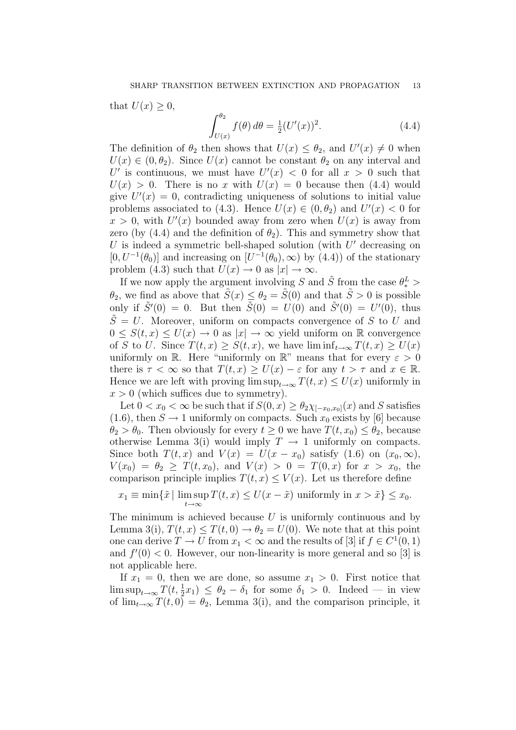that $U(x) \geq 0$,

$$\int_{U(x)}^{\theta_2} f(\theta)\, d\theta = \tfrac{1}{2}(U'(x))^2. \tag{4.4}$$

The definition of $\theta_2$ then shows that $U(x) \leq \theta_2$, and $U'(x) \neq 0$ when $U(x) \in (0, \theta_2)$. Since $U(x)$ cannot be constant $\theta_2$ on any interval and $U'$ is continuous, we must have $U'(x) < 0$ for all $x > 0$ such that $U(x) > 0$. There is no $x$ with $U(x) = 0$ because then (4.4) would give $U'(x) = 0$, contradicting uniqueness of solutions to initial value problems associated to (4.3). Hence $U(x) \in (0, \theta_2)$ and $U'(x) < 0$ for $x > 0$, with $U'(x)$ bounded away from zero when $U(x)$ is away from zero (by (4.4) and the definition of $\theta_2$). This and symmetry show that $U$ is indeed a symmetric bell-shaped solution (with $U'$ decreasing on $[0, U^{-1}(\theta_0)]$ and increasing on $[U^{-1}(\theta_0), \infty)$ by (4.4)) of the stationary problem (4.3) such that $U(x) \to 0$ as $|x| \to \infty$.

If we now apply the argument involving $S$ and $\tilde{S}$ from the case $\theta_*^L > \theta_2$, we find as above that $\tilde{S}(x) \leq \theta_2 = \tilde{S}(0)$ and that $\tilde{S} > 0$ is possible only if $\tilde{S}'(0) = 0$. But then $\tilde{S}(0) = U(0)$ and $\tilde{S}'(0) = U'(0)$, thus $\tilde{S} = U$. Moreover, uniform on compacts convergence of $S$ to $U$ and $0 \leq S(t,x) \leq U(x) \to 0$ as $|x| \to \infty$ yield uniform on $\mathbb{R}$ convergence of $S$ to $U$. Since $T(t,x) \geq S(t,x)$, we have $\liminf_{t\to\infty} T(t,x) \geq U(x)$ uniformly on $\mathbb{R}$. Here "uniformly on $\mathbb{R}$" means that for every $\varepsilon > 0$ there is $\tau < \infty$ so that $T(t,x) \geq U(x) - \varepsilon$ for any $t > \tau$ and $x \in \mathbb{R}$. Hence we are left with proving $\limsup_{t\to\infty} T(t,x) \leq U(x)$ uniformly in $x > 0$ (which suffices due to symmetry).

Let $0 < x_0 < \infty$ be such that if $S(0,x) \geq \theta_2 \chi_{[-x_0,x_0]}(x)$ and $S$ satisfies (1.6), then $S \to 1$ uniformly on compacts. Such $x_0$ exists by [6] because $\theta_2 > \theta_0$. Then obviously for every $t \geq 0$ we have $T(t, x_0) \leq \theta_2$, because otherwise Lemma 3(i) would imply $T \to 1$ uniformly on compacts. Since both $T(t,x)$ and $V(x) = U(x - x_0)$ satisfy (1.6) on $(x_0, \infty)$, $V(x_0) = \theta_2 \geq T(t, x_0)$, and $V(x) > 0 = T(0,x)$ for $x > x_0$, the comparison principle implies $T(t,x) \leq V(x)$. Let us therefore define

$$x_1 \equiv \min\{\tilde{x} \mid \limsup_{t\to\infty} T(t,x) \leq U(x - \tilde{x}) \text{ uniformly in } x > \tilde{x}\} \leq x_0.$$

The minimum is achieved because $U$ is uniformly continuous and by Lemma 3(i), $T(t,x) \leq T(t,0) \to \theta_2 = U(0)$. We note that at this point one can derive $T \to U$ from $x_1 < \infty$ and the results of [3] if $f \in C^1(0,1)$ and $f'(0) < 0$. However, our non-linearity is more general and so [3] is not applicable here.

If $x_1 = 0$, then we are done, so assume $x_1 > 0$. First notice that $\limsup_{t\to\infty} T(t, \frac{1}{2}x_1) \leq \theta_2 - \delta_1$ for some $\delta_1 > 0$. Indeed — in view of $\lim_{t\to\infty} T(t,0) = \theta_2$, Lemma 3(i), and the comparison principle, it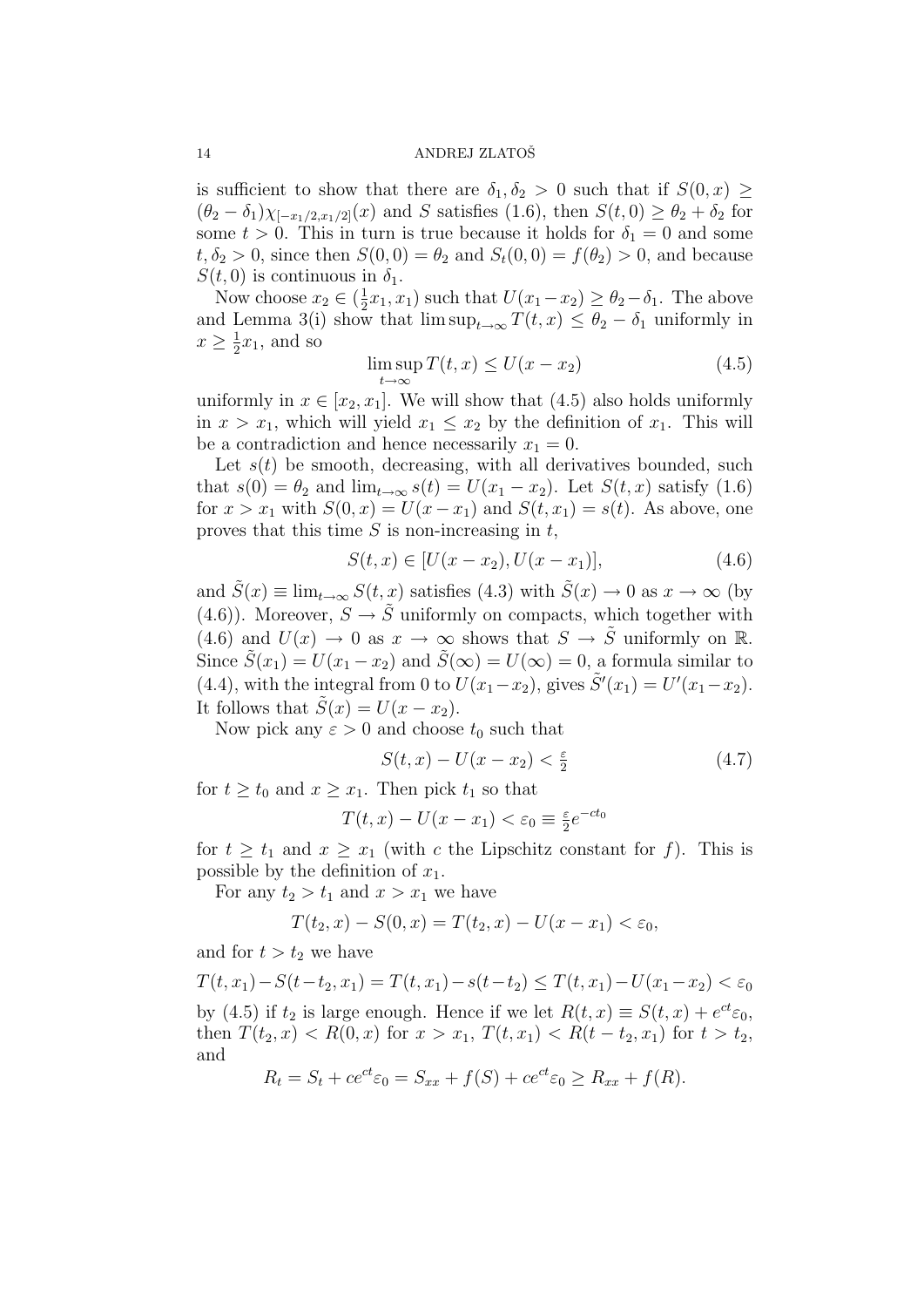is sufficient to show that there are $\delta_1, \delta_2 > 0$ such that if $S(0,x) \geq (\theta_2 - \delta_1)\chi_{[-x_1/2, x_1/2]}(x)$ and $S$ satisfies (1.6), then $S(t,0) \geq \theta_2 + \delta_2$ for some $t > 0$. This in turn is true because it holds for $\delta_1 = 0$ and some $t, \delta_2 > 0$, since then $S(0,0) = \theta_2$ and $S_t(0,0) = f(\theta_2) > 0$, and because $S(t,0)$ is continuous in $\delta_1$.

Now choose $x_2 \in (\frac{1}{2}x_1, x_1)$ such that $U(x_1 - x_2) \geq \theta_2 - \delta_1$. The above and Lemma 3(i) show that $\limsup_{t\to\infty} T(t,x) \leq \theta_2 - \delta_1$ uniformly in $x \geq \frac{1}{2}x_1$, and so

$$\limsup_{t\to\infty} T(t,x) \leq U(x - x_2) \tag{4.5}$$

uniformly in $x \in [x_2, x_1]$. We will show that (4.5) also holds uniformly in $x > x_1$, which will yield $x_1 \leq x_2$ by the definition of $x_1$. This will be a contradiction and hence necessarily $x_1 = 0$.

Let $s(t)$ be smooth, decreasing, with all derivatives bounded, such that $s(0) = \theta_2$ and $\lim_{t\to\infty} s(t) = U(x_1 - x_2)$. Let $S(t,x)$ satisfy (1.6) for $x > x_1$ with $S(0,x) = U(x - x_1)$ and $S(t, x_1) = s(t)$. As above, one proves that this time $S$ is non-increasing in $t$,

$$S(t,x) \in [U(x - x_2), U(x - x_1)], \tag{4.6}$$

and $\tilde{S}(x) \equiv \lim_{t\to\infty} S(t,x)$ satisfies (4.3) with $\tilde{S}(x) \to 0$ as $x \to \infty$ (by (4.6)). Moreover, $S \to \tilde{S}$ uniformly on compacts, which together with (4.6) and $U(x) \to 0$ as $x \to \infty$ shows that $S \to \tilde{S}$ uniformly on $\mathbb{R}$. Since $\tilde{S}(x_1) = U(x_1 - x_2)$ and $\tilde{S}(\infty) = U(\infty) = 0$, a formula similar to (4.4), with the integral from 0 to $U(x_1 - x_2)$, gives $\tilde{S}'(x_1) = U'(x_1 - x_2)$. It follows that $\tilde{S}(x) = U(x - x_2)$.

Now pick any $\varepsilon > 0$ and choose $t_0$ such that

$$S(t,x) - U(x - x_2) < \tfrac{\varepsilon}{2} \tag{4.7}$$

for $t \geq t_0$ and $x \geq x_1$. Then pick $t_1$ so that

$$T(t,x) - U(x - x_1) < \varepsilon_0 \equiv \tfrac{\varepsilon}{2} e^{-ct_0}$$

for $t \geq t_1$ and $x \geq x_1$ (with $c$ the Lipschitz constant for $f$). This is possible by the definition of $x_1$.

For any $t_2 > t_1$ and $x > x_1$ we have

$$T(t_2, x) - S(0,x) = T(t_2, x) - U(x - x_1) < \varepsilon_0,$$

and for $t > t_2$ we have

$$T(t, x_1) - S(t - t_2, x_1) = T(t, x_1) - s(t - t_2) \leq T(t, x_1) - U(x_1 - x_2) < \varepsilon_0$$

by (4.5) if $t_2$ is large enough. Hence if we let $R(t,x) \equiv S(t,x) + e^{ct}\varepsilon_0$, then $T(t_2, x) < R(0,x)$ for $x > x_1$, $T(t, x_1) < R(t - t_2, x_1)$ for $t > t_2$, and

$$R_t = S_t + ce^{ct}\varepsilon_0 = S_{xx} + f(S) + ce^{ct}\varepsilon_0 \geq R_{xx} + f(R).$$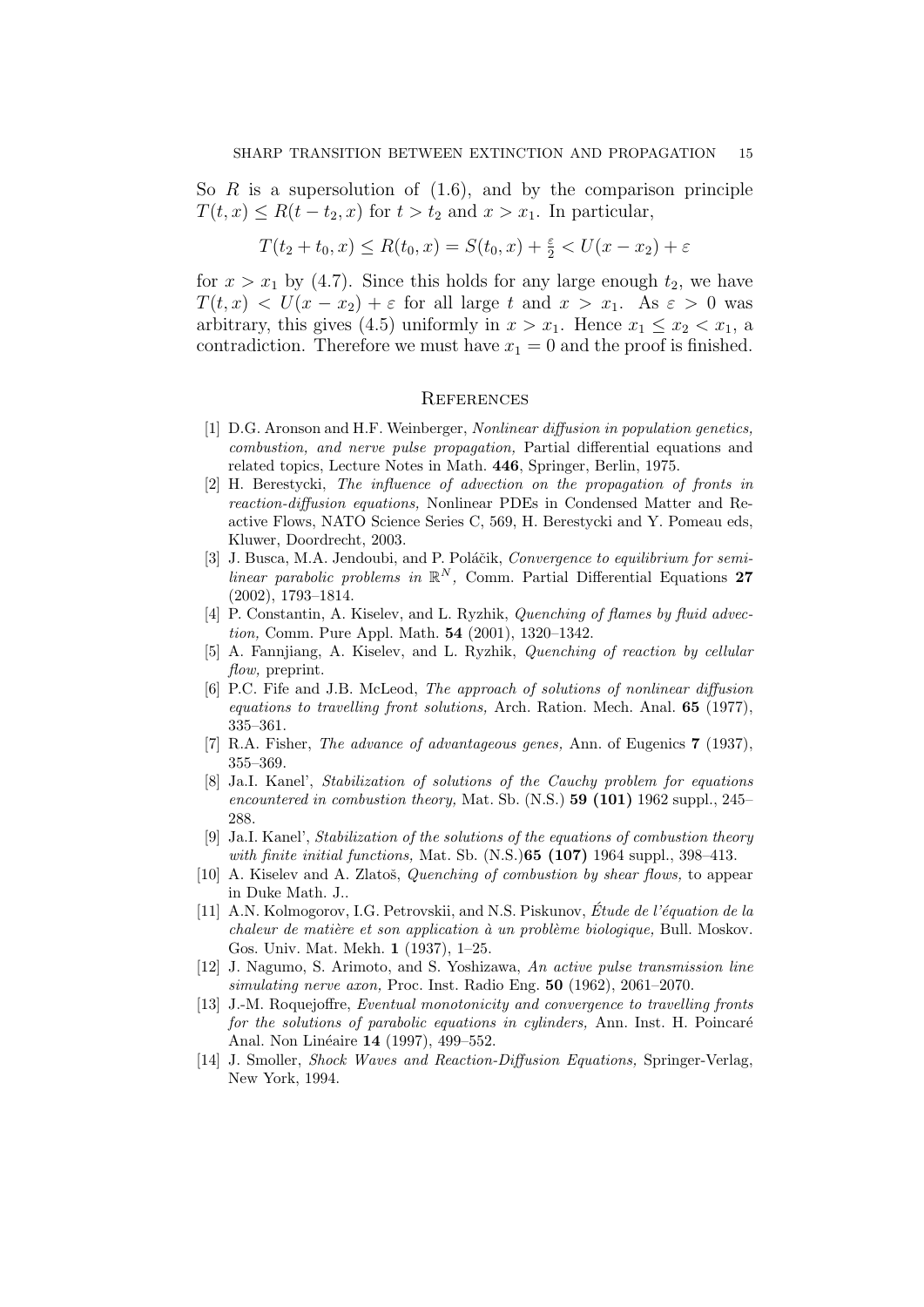So $R$ is a supersolution of (1.6), and by the comparison principle $T(t,x) \leq R(t-t_2,x)$ for $t > t_2$ and $x > x_1$. In particular,

$$T(t_2+t_0,x) \leq R(t_0,x) = S(t_0,x) + \tfrac{\varepsilon}{2} < U(x-x_2) + \varepsilon$$

for $x > x_1$ by (4.7). Since this holds for any large enough $t_2$, we have $T(t,x) < U(x-x_2) + \varepsilon$ for all large $t$ and $x > x_1$. As $\varepsilon > 0$ was arbitrary, this gives (4.5) uniformly in $x > x_1$. Hence $x_1 \leq x_2 < x_1$, a contradiction. Therefore we must have $x_1 = 0$ and the proof is finished.

## References

[1] D.G. Aronson and H.F. Weinberger, *Nonlinear diffusion in population genetics, combustion, and nerve pulse propagation,* Partial differential equations and related topics, Lecture Notes in Math. **446**, Springer, Berlin, 1975.

[2] H. Berestycki, *The influence of advection on the propagation of fronts in reaction-diffusion equations,* Nonlinear PDEs in Condensed Matter and Reactive Flows, NATO Science Series C, 569, H. Berestycki and Y. Pomeau eds, Kluwer, Doordrecht, 2003.

[3] J. Busca, M.A. Jendoubi, and P. Poláčik, *Convergence to equilibrium for semilinear parabolic problems in $\mathbb{R}^N$,* Comm. Partial Differential Equations **27** (2002), 1793–1814.

[4] P. Constantin, A. Kiselev, and L. Ryzhik, *Quenching of flames by fluid advection,* Comm. Pure Appl. Math. **54** (2001), 1320–1342.

[5] A. Fannjiang, A. Kiselev, and L. Ryzhik, *Quenching of reaction by cellular flow,* preprint.

[6] P.C. Fife and J.B. McLeod, *The approach of solutions of nonlinear diffusion equations to travelling front solutions,* Arch. Ration. Mech. Anal. **65** (1977), 335–361.

[7] R.A. Fisher, *The advance of advantageous genes,* Ann. of Eugenics **7** (1937), 355–369.

[8] Ja.I. Kanel', *Stabilization of solutions of the Cauchy problem for equations encountered in combustion theory,* Mat. Sb. (N.S.) **59 (101)** 1962 suppl., 245–288.

[9] Ja.I. Kanel', *Stabilization of the solutions of the equations of combustion theory with finite initial functions,* Mat. Sb. (N.S.)**65 (107)** 1964 suppl., 398–413.

[10] A. Kiselev and A. Zlatoš, *Quenching of combustion by shear flows,* to appear in Duke Math. J..

[11] A.N. Kolmogorov, I.G. Petrovskii, and N.S. Piskunov, *Étude de l'équation de la chaleur de matière et son application à un problème biologique,* Bull. Moskov. Gos. Univ. Mat. Mekh. **1** (1937), 1–25.

[12] J. Nagumo, S. Arimoto, and S. Yoshizawa, *An active pulse transmission line simulating nerve axon,* Proc. Inst. Radio Eng. **50** (1962), 2061–2070.

[13] J.-M. Roquejoffre, *Eventual monotonicity and convergence to travelling fronts for the solutions of parabolic equations in cylinders,* Ann. Inst. H. Poincaré Anal. Non Linéaire **14** (1997), 499–552.

[14] J. Smoller, *Shock Waves and Reaction-Diffusion Equations,* Springer-Verlag, New York, 1994.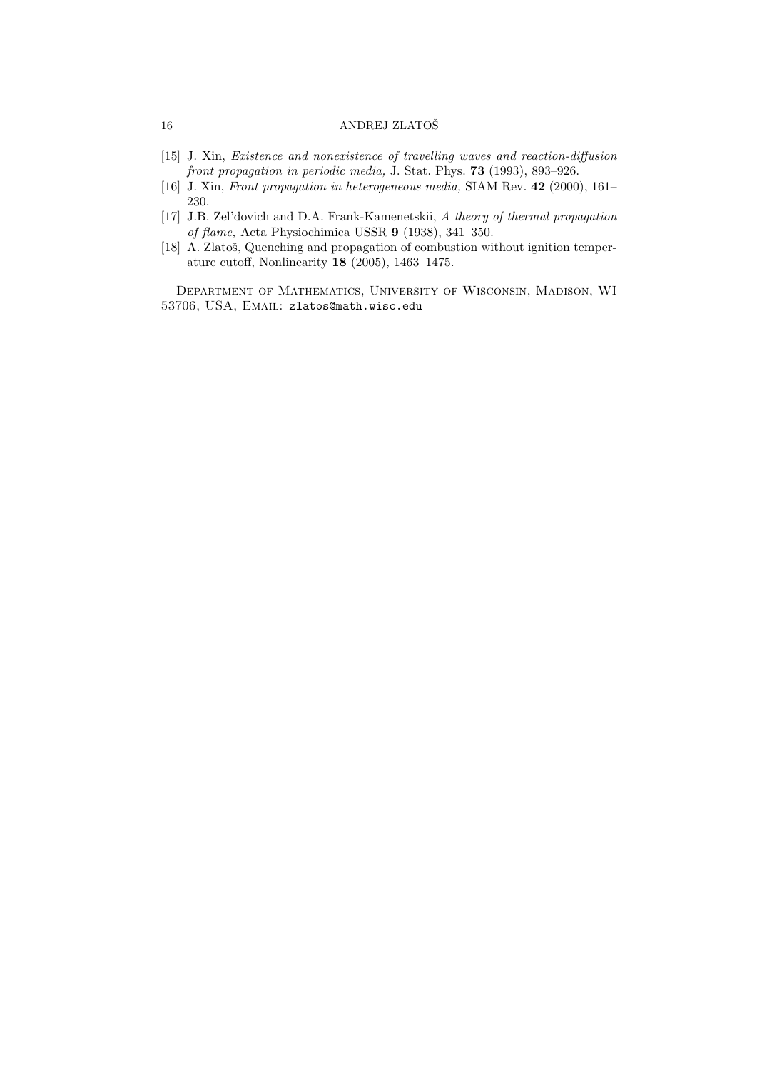[15] J. Xin, *Existence and nonexistence of travelling waves and reaction-diffusion front propagation in periodic media,* J. Stat. Phys. **73** (1993), 893–926.

[16] J. Xin, *Front propagation in heterogeneous media,* SIAM Rev. **42** (2000), 161–230.

[17] J.B. Zel'dovich and D.A. Frank-Kamenetskii, *A theory of thermal propagation of flame,* Acta Physiochimica USSR **9** (1938), 341–350.

[18] A. Zlatoš, Quenching and propagation of combustion without ignition temperature cutoff, Nonlinearity **18** (2005), 1463–1475.

Department of Mathematics, University of Wisconsin, Madison, WI 53706, USA, Email: zlatos@math.wisc.edu